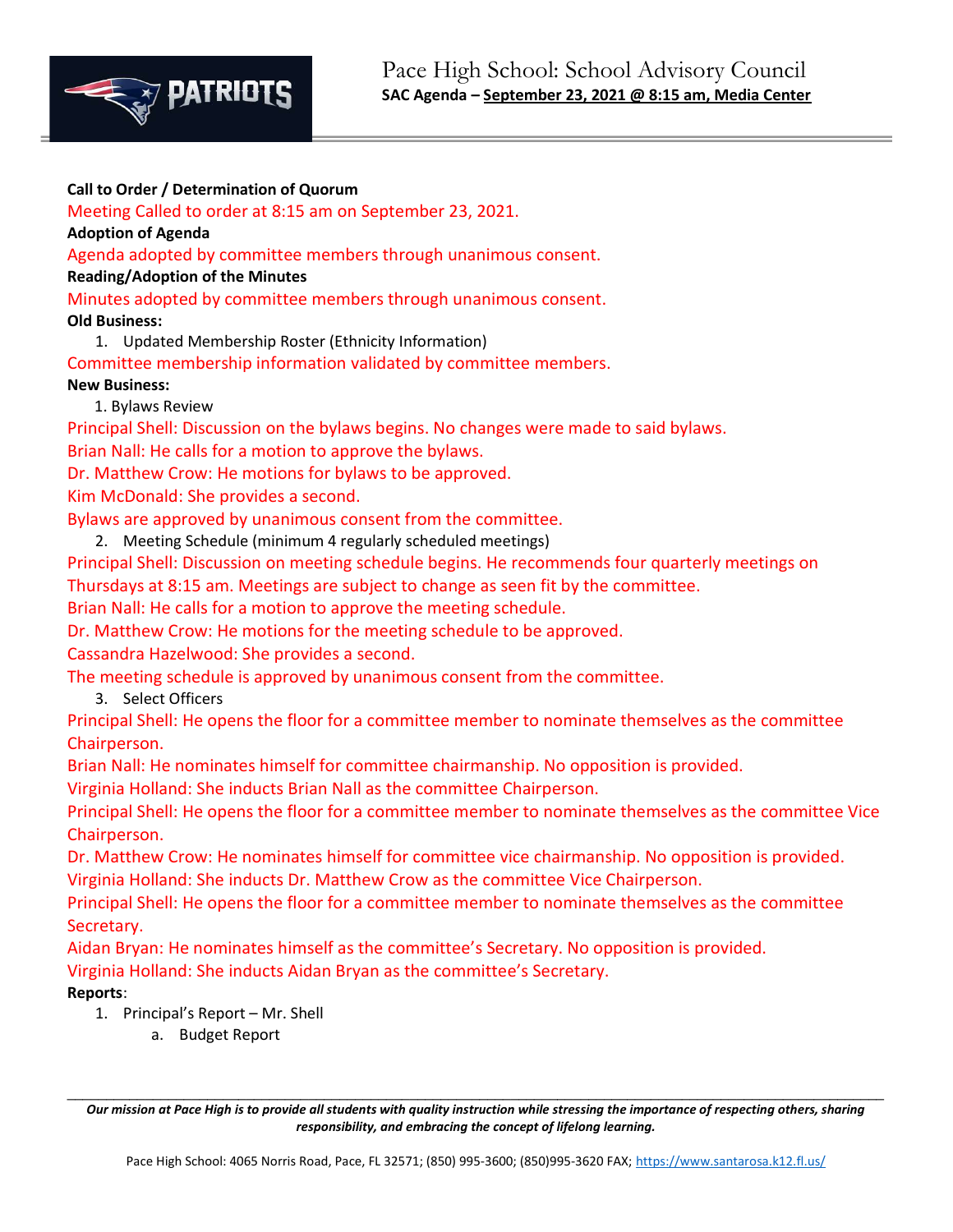# Pace High School: School Advisory Council

**SAC Agenda – September 23, 2021 @ 8:15 am, Media Center**

**Call to Order / Determination of Quorum**

Meeting Called to order at 8:15 am on September 23, 2021.

**Adoption of Agenda**

Agenda adopted by committee members through unanimous consent.

**Reading/Adoption of the Minutes**

Minutes adopted by committee members through unanimous consent.

**Old Business:**

1. Updated Membership Roster (Ethnicity Information)

Committee membership information validated by committee members.

**New Business:**

1. Bylaws Review

Principal Shell: Discussion on the bylaws begins. No changes were made to said bylaws.
Brian Nall: He calls for a motion to approve the bylaws.
Dr. Matthew Crow: He motions for bylaws to be approved.
Kim McDonald: She provides a second.
Bylaws are approved by unanimous consent from the committee.

2. Meeting Schedule (minimum 4 regularly scheduled meetings)

Principal Shell: Discussion on meeting schedule begins. He recommends four quarterly meetings on Thursdays at 8:15 am. Meetings are subject to change as seen fit by the committee.
Brian Nall: He calls for a motion to approve the meeting schedule.
Dr. Matthew Crow: He motions for the meeting schedule to be approved.
Cassandra Hazelwood: She provides a second.
The meeting schedule is approved by unanimous consent from the committee.

3. Select Officers

Principal Shell: He opens the floor for a committee member to nominate themselves as the committee Chairperson.
Brian Nall: He nominates himself for committee chairmanship. No opposition is provided.
Virginia Holland: She inducts Brian Nall as the committee Chairperson.
Principal Shell: He opens the floor for a committee member to nominate themselves as the committee Vice Chairperson.
Dr. Matthew Crow: He nominates himself for committee vice chairmanship. No opposition is provided.
Virginia Holland: She inducts Dr. Matthew Crow as the committee Vice Chairperson.
Principal Shell: He opens the floor for a committee member to nominate themselves as the committee Secretary.
Aidan Bryan: He nominates himself as the committee's Secretary. No opposition is provided.
Virginia Holland: She inducts Aidan Bryan as the committee's Secretary.

**Reports**:

1. Principal's Report – Mr. Shell
   a. Budget Report

*Our mission at Pace High is to provide all students with quality instruction while stressing the importance of respecting others, sharing responsibility, and embracing the concept of lifelong learning.*

Pace High School: 4065 Norris Road, Pace, FL 32571; (850) 995-3600; (850)995-3620 FAX; https://www.santarosa.k12.fl.us/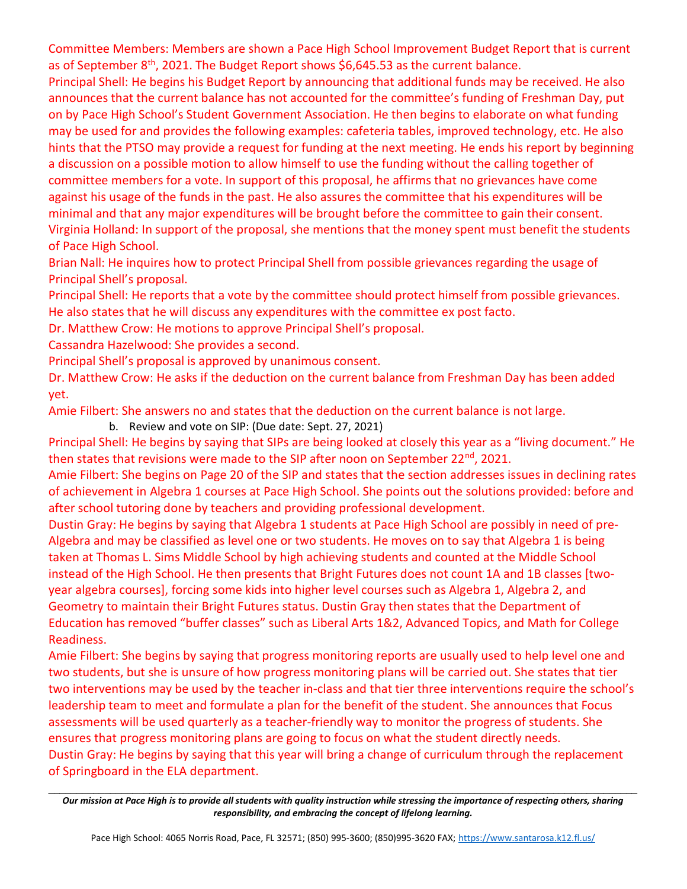Committee Members: Members are shown a Pace High School Improvement Budget Report that is current as of September 8th, 2021. The Budget Report shows $6,645.53 as the current balance.

Principal Shell: He begins his Budget Report by announcing that additional funds may be received. He also announces that the current balance has not accounted for the committee's funding of Freshman Day, put on by Pace High School's Student Government Association. He then begins to elaborate on what funding may be used for and provides the following examples: cafeteria tables, improved technology, etc. He also hints that the PTSO may provide a request for funding at the next meeting. He ends his report by beginning a discussion on a possible motion to allow himself to use the funding without the calling together of committee members for a vote. In support of this proposal, he affirms that no grievances have come against his usage of the funds in the past. He also assures the committee that his expenditures will be minimal and that any major expenditures will be brought before the committee to gain their consent.

Virginia Holland: In support of the proposal, she mentions that the money spent must benefit the students of Pace High School.

Brian Nall: He inquires how to protect Principal Shell from possible grievances regarding the usage of Principal Shell's proposal.

Principal Shell: He reports that a vote by the committee should protect himself from possible grievances. He also states that he will discuss any expenditures with the committee ex post facto.

Dr. Matthew Crow: He motions to approve Principal Shell's proposal.

Cassandra Hazelwood: She provides a second.

Principal Shell's proposal is approved by unanimous consent.

Dr. Matthew Crow: He asks if the deduction on the current balance from Freshman Day has been added yet.

Amie Filbert: She answers no and states that the deduction on the current balance is not large.

b. Review and vote on SIP: (Due date: Sept. 27, 2021)

Principal Shell: He begins by saying that SIPs are being looked at closely this year as a "living document." He then states that revisions were made to the SIP after noon on September 22nd, 2021.

Amie Filbert: She begins on Page 20 of the SIP and states that the section addresses issues in declining rates of achievement in Algebra 1 courses at Pace High School. She points out the solutions provided: before and after school tutoring done by teachers and providing professional development.

Dustin Gray: He begins by saying that Algebra 1 students at Pace High School are possibly in need of pre-Algebra and may be classified as level one or two students. He moves on to say that Algebra 1 is being taken at Thomas L. Sims Middle School by high achieving students and counted at the Middle School instead of the High School. He then presents that Bright Futures does not count 1A and 1B classes [two-year algebra courses], forcing some kids into higher level courses such as Algebra 1, Algebra 2, and Geometry to maintain their Bright Futures status. Dustin Gray then states that the Department of Education has removed "buffer classes" such as Liberal Arts 1&2, Advanced Topics, and Math for College Readiness.

Amie Filbert: She begins by saying that progress monitoring reports are usually used to help level one and two students, but she is unsure of how progress monitoring plans will be carried out. She states that tier two interventions may be used by the teacher in-class and that tier three interventions require the school's leadership team to meet and formulate a plan for the benefit of the student. She announces that Focus assessments will be used quarterly as a teacher-friendly way to monitor the progress of students. She ensures that progress monitoring plans are going to focus on what the student directly needs.

Dustin Gray: He begins by saying that this year will bring a change of curriculum through the replacement of Springboard in the ELA department.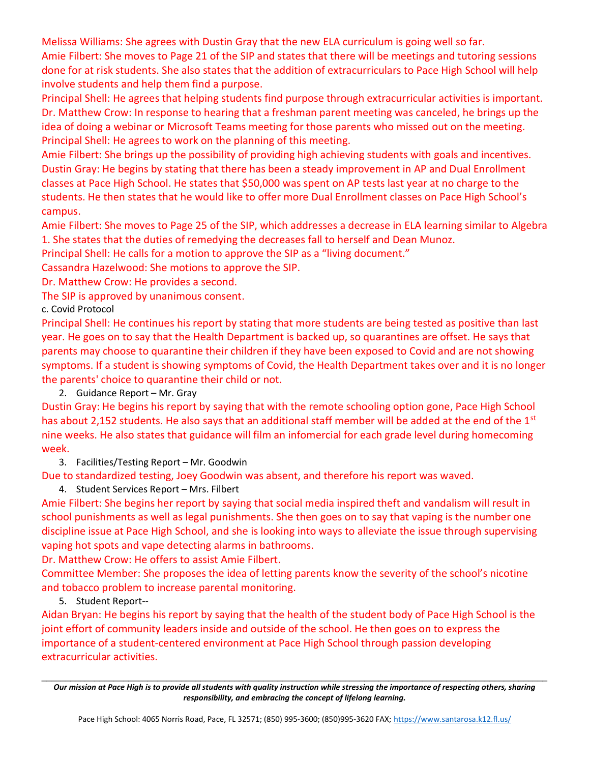Melissa Williams: She agrees with Dustin Gray that the new ELA curriculum is going well so far.

Amie Filbert: She moves to Page 21 of the SIP and states that there will be meetings and tutoring sessions done for at risk students. She also states that the addition of extracurriculars to Pace High School will help involve students and help them find a purpose.

Principal Shell: He agrees that helping students find purpose through extracurricular activities is important.

Dr. Matthew Crow: In response to hearing that a freshman parent meeting was canceled, he brings up the idea of doing a webinar or Microsoft Teams meeting for those parents who missed out on the meeting.

Principal Shell: He agrees to work on the planning of this meeting.

Amie Filbert: She brings up the possibility of providing high achieving students with goals and incentives.

Dustin Gray: He begins by stating that there has been a steady improvement in AP and Dual Enrollment classes at Pace High School. He states that $50,000 was spent on AP tests last year at no charge to the students. He then states that he would like to offer more Dual Enrollment classes on Pace High School's campus.

Amie Filbert: She moves to Page 25 of the SIP, which addresses a decrease in ELA learning similar to Algebra 1. She states that the duties of remedying the decreases fall to herself and Dean Munoz.

Principal Shell: He calls for a motion to approve the SIP as a "living document."

Cassandra Hazelwood: She motions to approve the SIP.

Dr. Matthew Crow: He provides a second.

The SIP is approved by unanimous consent.

c. Covid Protocol

Principal Shell: He continues his report by stating that more students are being tested as positive than last year. He goes on to say that the Health Department is backed up, so quarantines are offset. He says that parents may choose to quarantine their children if they have been exposed to Covid and are not showing symptoms. If a student is showing symptoms of Covid, the Health Department takes over and it is no longer the parents' choice to quarantine their child or not.

2. Guidance Report – Mr. Gray

Dustin Gray: He begins his report by saying that with the remote schooling option gone, Pace High School has about 2,152 students. He also says that an additional staff member will be added at the end of the 1st nine weeks. He also states that guidance will film an infomercial for each grade level during homecoming week.

3. Facilities/Testing Report – Mr. Goodwin

Due to standardized testing, Joey Goodwin was absent, and therefore his report was waved.

4. Student Services Report – Mrs. Filbert

Amie Filbert: She begins her report by saying that social media inspired theft and vandalism will result in school punishments as well as legal punishments. She then goes on to say that vaping is the number one discipline issue at Pace High School, and she is looking into ways to alleviate the issue through supervising vaping hot spots and vape detecting alarms in bathrooms.

Dr. Matthew Crow: He offers to assist Amie Filbert.

Committee Member: She proposes the idea of letting parents know the severity of the school's nicotine and tobacco problem to increase parental monitoring.

5. Student Report--

Aidan Bryan: He begins his report by saying that the health of the student body of Pace High School is the joint effort of community leaders inside and outside of the school. He then goes on to express the importance of a student-centered environment at Pace High School through passion developing extracurricular activities.

*Our mission at Pace High is to provide all students with quality instruction while stressing the importance of respecting others, sharing responsibility, and embracing the concept of lifelong learning.*

Pace High School: 4065 Norris Road, Pace, FL 32571; (850) 995-3600; (850)995-3620 FAX; https://www.santarosa.k12.fl.us/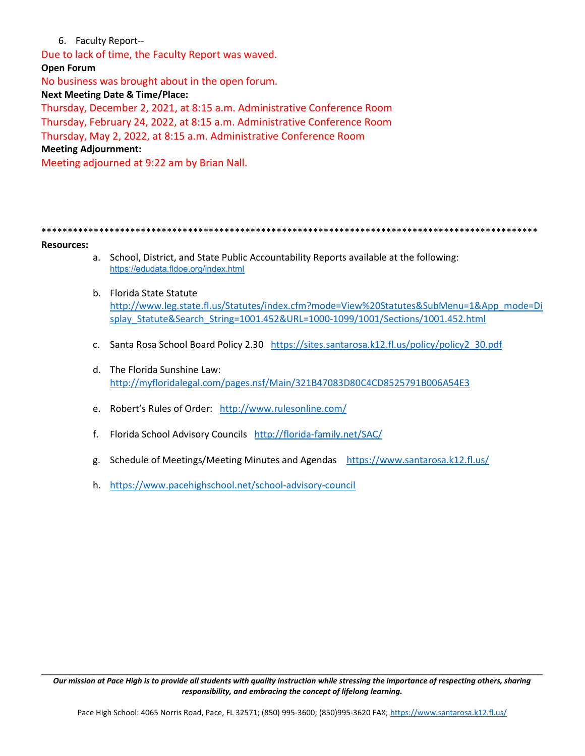6. Faculty Report--

Due to lack of time, the Faculty Report was waved.

**Open Forum**

No business was brought about in the open forum.

**Next Meeting Date & Time/Place:**

Thursday, December 2, 2021, at 8:15 a.m. Administrative Conference Room
Thursday, February 24, 2022, at 8:15 a.m. Administrative Conference Room
Thursday, May 2, 2022, at 8:15 a.m. Administrative Conference Room

**Meeting Adjournment:**

Meeting adjourned at 9:22 am by Brian Nall.

***************************************************************************************************

**Resources:**

a. School, District, and State Public Accountability Reports available at the following: https://edudata.fldoe.org/index.html

b. Florida State Statute http://www.leg.state.fl.us/Statutes/index.cfm?mode=View%20Statutes&SubMenu=1&App_mode=Display_Statute&Search_String=1001.452&URL=1000-1099/1001/Sections/1001.452.html

c. Santa Rosa School Board Policy 2.30 https://sites.santarosa.k12.fl.us/policy/policy2_30.pdf

d. The Florida Sunshine Law: http://myfloridalegal.com/pages.nsf/Main/321B47083D80C4CD8525791B006A54E3

e. Robert's Rules of Order: http://www.rulesonline.com/

f. Florida School Advisory Councils http://florida-family.net/SAC/

g. Schedule of Meetings/Meeting Minutes and Agendas https://www.santarosa.k12.fl.us/

h. https://www.pacehighschool.net/school-advisory-council

*Our mission at Pace High is to provide all students with quality instruction while stressing the importance of respecting others, sharing responsibility, and embracing the concept of lifelong learning.*

Pace High School: 4065 Norris Road, Pace, FL 32571; (850) 995-3600; (850)995-3620 FAX; https://www.santarosa.k12.fl.us/